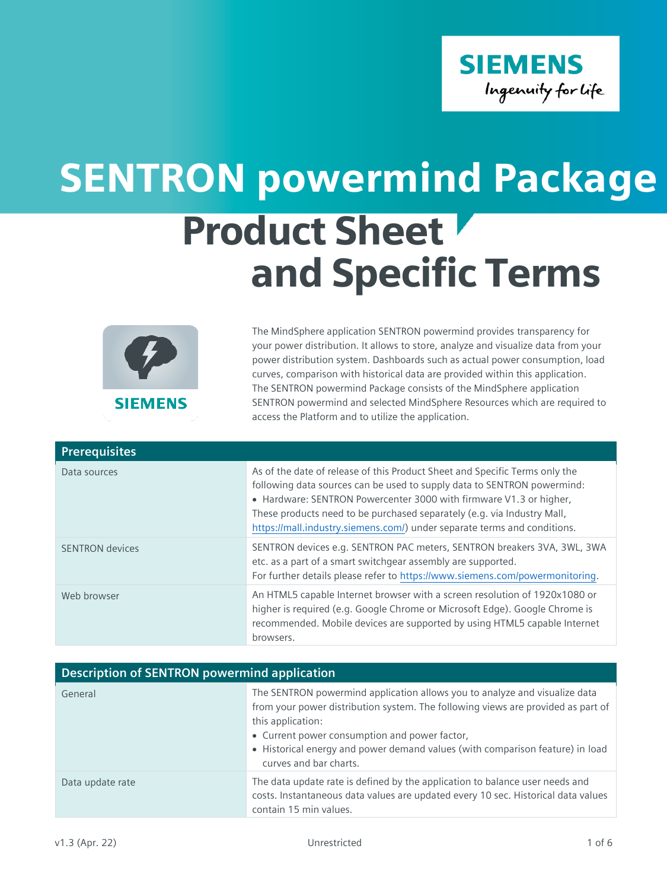# SENTRON powermind Package

# Product Sheet and Specific Terms

The MindSphere application SENTRON powermind provides transparency for your power distribution. It allows to store, analyze and visualize data from your power distribution system. Dashboards such as actual power consumption, load curves, comparison with historical data are provided within this application. The SENTRON powermind Package consists of the MindSphere application SENTRON powermind and selected MindSphere Resources which are required to access the Platform and to utilize the application.

| Prerequisites | |
|---|---|
| Data sources | As of the date of release of this Product Sheet and Specific Terms only the following data sources can be used to supply data to SENTRON powermind:<br>• Hardware: SENTRON Powercenter 3000 with firmware V1.3 or higher,<br>These products need to be purchased separately (e.g. via Industry Mall, https://mall.industry.siemens.com/) under separate terms and conditions. |
| SENTRON devices | SENTRON devices e.g. SENTRON PAC meters, SENTRON breakers 3VA, 3WL, 3WA etc. as a part of a smart switchgear assembly are supported.<br>For further details please refer to https://www.siemens.com/powermonitoring. |
| Web browser | An HTML5 capable Internet browser with a screen resolution of 1920x1080 or higher is required (e.g. Google Chrome or Microsoft Edge). Google Chrome is recommended. Mobile devices are supported by using HTML5 capable Internet browsers. |

| Description of SENTRON powermind application | |
|---|---|
| General | The SENTRON powermind application allows you to analyze and visualize data from your power distribution system. The following views are provided as part of this application:<br>• Current power consumption and power factor,<br>• Historical energy and power demand values (with comparison feature) in load curves and bar charts. |
| Data update rate | The data update rate is defined by the application to balance user needs and costs. Instantaneous data values are updated every 10 sec. Historical data values contain 15 min values. |

v1.3 (Apr. 22) Unrestricted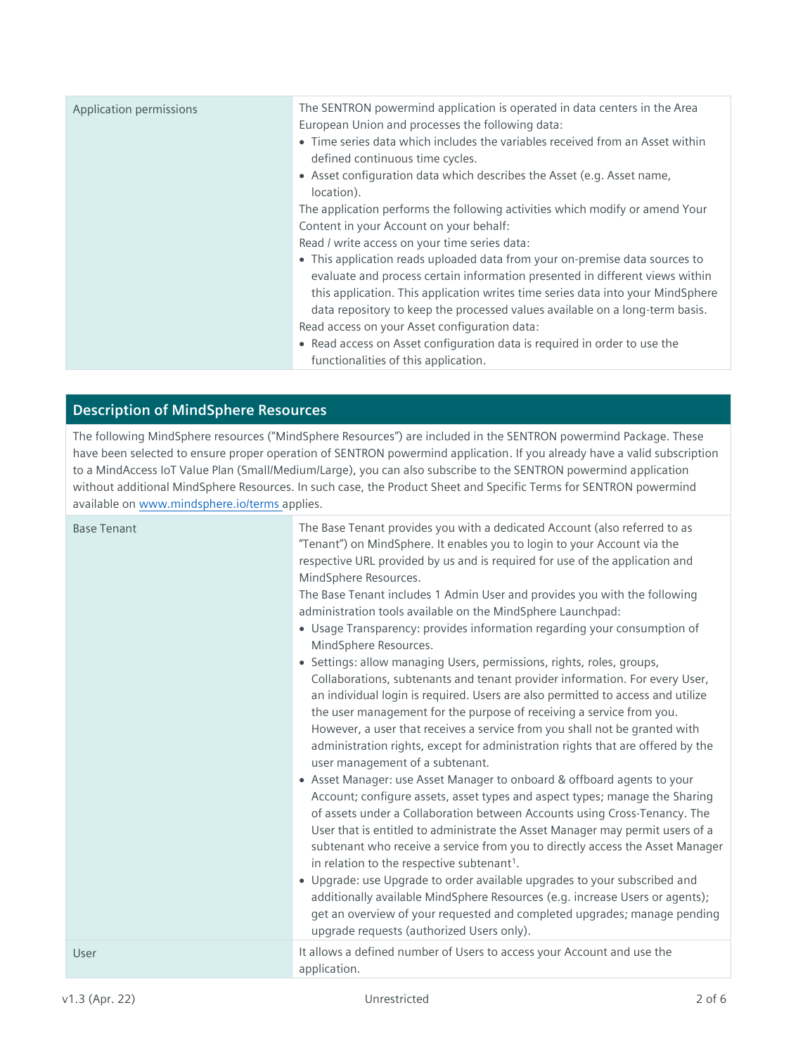| Application permissions | The SENTRON powermind application is operated in data centers in the Area European Union and processes the following data:<br>• Time series data which includes the variables received from an Asset within defined continuous time cycles.<br>• Asset configuration data which describes the Asset (e.g. Asset name, location).<br>The application performs the following activities which modify or amend Your Content in your Account on your behalf:<br>Read / write access on your time series data:<br>• This application reads uploaded data from your on-premise data sources to evaluate and process certain information presented in different views within this application. This application writes time series data into your MindSphere data repository to keep the processed values available on a long-term basis.<br>Read access on your Asset configuration data:<br>• Read access on Asset configuration data is required in order to use the functionalities of this application. |
|---|---|

## Description of MindSphere Resources

The following MindSphere resources ("MindSphere Resources") are included in the SENTRON powermind Package. These have been selected to ensure proper operation of SENTRON powermind application. If you already have a valid subscription to a MindAccess IoT Value Plan (Small/Medium/Large), you can also subscribe to the SENTRON powermind application without additional MindSphere Resources. In such case, the Product Sheet and Specific Terms for SENTRON powermind available on www.mindsphere.io/terms applies.

| Base Tenant | The Base Tenant provides you with a dedicated Account (also referred to as "Tenant") on MindSphere. It enables you to login to your Account via the respective URL provided by us and is required for use of the application and MindSphere Resources.<br>The Base Tenant includes 1 Admin User and provides you with the following administration tools available on the MindSphere Launchpad:<br>• Usage Transparency: provides information regarding your consumption of MindSphere Resources.<br>• Settings: allow managing Users, permissions, rights, roles, groups, Collaborations, subtenants and tenant provider information. For every User, an individual login is required. Users are also permitted to access and utilize the user management for the purpose of receiving a service from you. However, a user that receives a service from you shall not be granted with administration rights, except for administration rights that are offered by the user management of a subtenant.<br>• Asset Manager: use Asset Manager to onboard & offboard agents to your Account; configure assets, asset types and aspect types; manage the Sharing of assets under a Collaboration between Accounts using Cross-Tenancy. The User that is entitled to administrate the Asset Manager may permit users of a subtenant who receive a service from you to directly access the Asset Manager in relation to the respective subtenant[1].<br>• Upgrade: use Upgrade to order available upgrades to your subscribed and additionally available MindSphere Resources (e.g. increase Users or agents); get an overview of your requested and completed upgrades; manage pending upgrade requests (authorized Users only). |
|---|---|
| User | It allows a defined number of Users to access your Account and use the application. |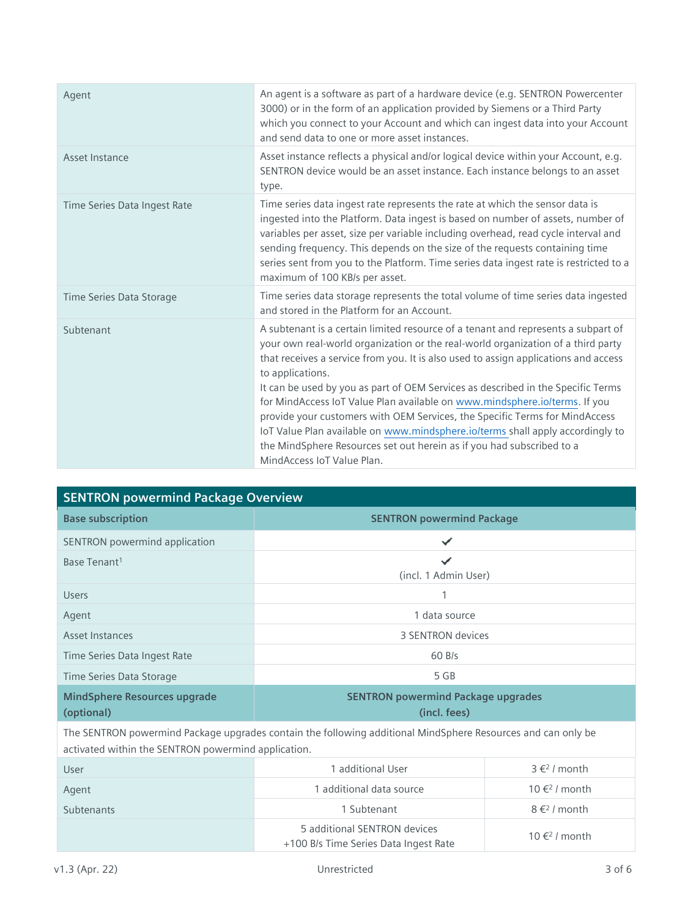| | |
|---|---|
| Agent | An agent is a software as part of a hardware device (e.g. SENTRON Powercenter 3000) or in the form of an application provided by Siemens or a Third Party which you connect to your Account and which can ingest data into your Account and send data to one or more asset instances. |
| Asset Instance | Asset instance reflects a physical and/or logical device within your Account, e.g. SENTRON device would be an asset instance. Each instance belongs to an asset type. |
| Time Series Data Ingest Rate | Time series data ingest rate represents the rate at which the sensor data is ingested into the Platform. Data ingest is based on number of assets, number of variables per asset, size per variable including overhead, read cycle interval and sending frequency. This depends on the size of the requests containing time series sent from you to the Platform. Time series data ingest rate is restricted to a maximum of 100 KB/s per asset. |
| Time Series Data Storage | Time series data storage represents the total volume of time series data ingested and stored in the Platform for an Account. |
| Subtenant | A subtenant is a certain limited resource of a tenant and represents a subpart of your own real-world organization or the real-world organization of a third party that receives a service from you. It is also used to assign applications and access to applications.<br>It can be used by you as part of OEM Services as described in the Specific Terms for MindAccess IoT Value Plan available on www.mindsphere.io/terms. If you provide your customers with OEM Services, the Specific Terms for MindAccess IoT Value Plan available on www.mindsphere.io/terms shall apply accordingly to the MindSphere Resources set out herein as if you had subscribed to a MindAccess IoT Value Plan. |

| **SENTRON powermind Package Overview** | | |
|---|---|---|
| **Base subscription** | **SENTRON powermind Package** | |
| SENTRON powermind application | ✔ | |
| Base Tenant[1] | ✔ (incl. 1 Admin User) | |
| Users | 1 | |
| Agent | 1 data source | |
| Asset Instances | 3 SENTRON devices | |
| Time Series Data Ingest Rate | 60 B/s | |
| Time Series Data Storage | 5 GB | |
| **MindSphere Resources upgrade (optional)** | **SENTRON powermind Package upgrades (incl. fees)** | |
| The SENTRON powermind Package upgrades contain the following additional MindSphere Resources and can only be activated within the SENTRON powermind application. | | |
| User | 1 additional User | 3 €[2] / month |
| Agent | 1 additional data source | 10 €[2] / month |
| Subtenants | 1 Subtenant | 8 €[2] / month |
| | 5 additional SENTRON devices +100 B/s Time Series Data Ingest Rate | 10 €[2] / month |

v1.3 (Apr. 22) Unrestricted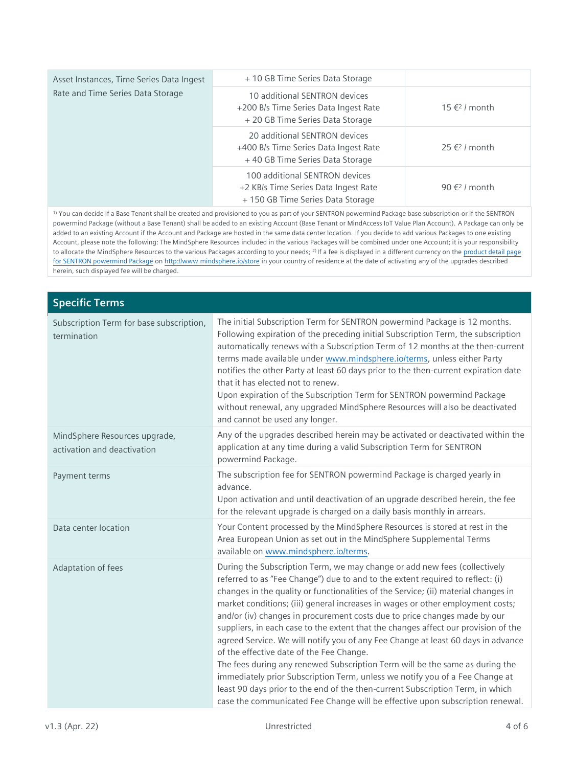| Asset Instances, Time Series Data Ingest Rate and Time Series Data Storage | + 10 GB Time Series Data Storage | |
|---|---|---|
| | 10 additional SENTRON devices<br>+200 B/s Time Series Data Ingest Rate<br>+ 20 GB Time Series Data Storage | 15 €[2] / month |
| | 20 additional SENTRON devices<br>+400 B/s Time Series Data Ingest Rate<br>+ 40 GB Time Series Data Storage | 25 €[2] / month |
| | 100 additional SENTRON devices<br>+2 KB/s Time Series Data Ingest Rate<br>+ 150 GB Time Series Data Storage | 90 €[2] / month |

[1] You can decide if a Base Tenant shall be created and provisioned to you as part of your SENTRON powermind Package base subscription or if the SENTRON powermind Package (without a Base Tenant) shall be added to an existing Account (Base Tenant or MindAccess IoT Value Plan Account). A Package can only be added to an existing Account if the Account and Package are hosted in the same data center location. If you decide to add various Packages to one existing Account, please note the following: The MindSphere Resources included in the various Packages will be combined under one Account; it is your responsibility to allocate the MindSphere Resources to the various Packages according to your needs; [2] If a fee is displayed in a different currency on the product detail page for SENTRON powermind Package on http://www.mindsphere.io/store in your country of residence at the date of activating any of the upgrades described herein, such displayed fee will be charged.

## Specific Terms

| | |
|---|---|
| Subscription Term for base subscription, termination | The initial Subscription Term for SENTRON powermind Package is 12 months. Following expiration of the preceding initial Subscription Term, the subscription automatically renews with a Subscription Term of 12 months at the then-current terms made available under www.mindsphere.io/terms, unless either Party notifies the other Party at least 60 days prior to the then-current expiration date that it has elected not to renew.<br>Upon expiration of the Subscription Term for SENTRON powermind Package without renewal, any upgraded MindSphere Resources will also be deactivated and cannot be used any longer. |
| MindSphere Resources upgrade, activation and deactivation | Any of the upgrades described herein may be activated or deactivated within the application at any time during a valid Subscription Term for SENTRON powermind Package. |
| Payment terms | The subscription fee for SENTRON powermind Package is charged yearly in advance.<br>Upon activation and until deactivation of an upgrade described herein, the fee for the relevant upgrade is charged on a daily basis monthly in arrears. |
| Data center location | Your Content processed by the MindSphere Resources is stored at rest in the Area European Union as set out in the MindSphere Supplemental Terms available on www.mindsphere.io/terms. |
| Adaptation of fees | During the Subscription Term, we may change or add new fees (collectively referred to as "Fee Change") due to and to the extent required to reflect: (i) changes in the quality or functionalities of the Service; (ii) material changes in market conditions; (iii) general increases in wages or other employment costs; and/or (iv) changes in procurement costs due to price changes made by our suppliers, in each case to the extent that the changes affect our provision of the agreed Service. We will notify you of any Fee Change at least 60 days in advance of the effective date of the Fee Change.<br>The fees during any renewed Subscription Term will be the same as during the immediately prior Subscription Term, unless we notify you of a Fee Change at least 90 days prior to the end of the then-current Subscription Term, in which case the communicated Fee Change will be effective upon subscription renewal. |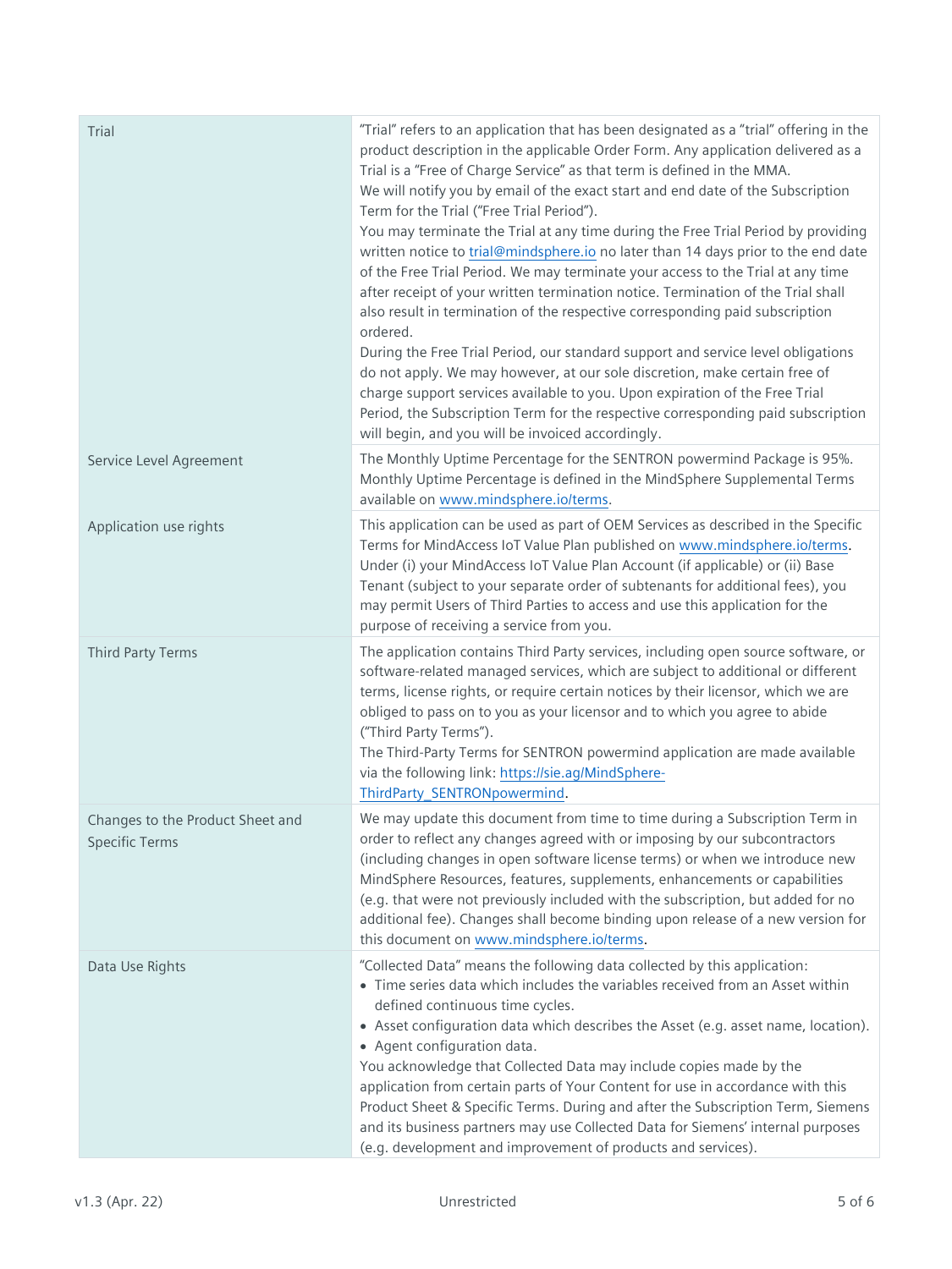| | |
|---|---|
| Trial | "Trial" refers to an application that has been designated as a "trial" offering in the product description in the applicable Order Form. Any application delivered as a Trial is a "Free of Charge Service" as that term is defined in the MMA.<br>We will notify you by email of the exact start and end date of the Subscription Term for the Trial ("Free Trial Period").<br>You may terminate the Trial at any time during the Free Trial Period by providing written notice to trial@mindsphere.io no later than 14 days prior to the end date of the Free Trial Period. We may terminate your access to the Trial at any time after receipt of your written termination notice. Termination of the Trial shall also result in termination of the respective corresponding paid subscription ordered.<br>During the Free Trial Period, our standard support and service level obligations do not apply. We may however, at our sole discretion, make certain free of charge support services available to you. Upon expiration of the Free Trial Period, the Subscription Term for the respective corresponding paid subscription will begin, and you will be invoiced accordingly. |
| Service Level Agreement | The Monthly Uptime Percentage for the SENTRON powermind Package is 95%. Monthly Uptime Percentage is defined in the MindSphere Supplemental Terms available on www.mindsphere.io/terms. |
| Application use rights | This application can be used as part of OEM Services as described in the Specific Terms for MindAccess IoT Value Plan published on www.mindsphere.io/terms. Under (i) your MindAccess IoT Value Plan Account (if applicable) or (ii) Base Tenant (subject to your separate order of subtenants for additional fees), you may permit Users of Third Parties to access and use this application for the purpose of receiving a service from you. |
| Third Party Terms | The application contains Third Party services, including open source software, or software-related managed services, which are subject to additional or different terms, license rights, or require certain notices by their licensor, which we are obliged to pass on to you as your licensor and to which you agree to abide ("Third Party Terms").<br>The Third-Party Terms for SENTRON powermind application are made available via the following link: https://sie.ag/MindSphere-ThirdParty_SENTRONpowermind. |
| Changes to the Product Sheet and Specific Terms | We may update this document from time to time during a Subscription Term in order to reflect any changes agreed with or imposing by our subcontractors (including changes in open software license terms) or when we introduce new MindSphere Resources, features, supplements, enhancements or capabilities (e.g. that were not previously included with the subscription, but added for no additional fee). Changes shall become binding upon release of a new version for this document on www.mindsphere.io/terms. |
| Data Use Rights | "Collected Data" means the following data collected by this application:<br>• Time series data which includes the variables received from an Asset within defined continuous time cycles.<br>• Asset configuration data which describes the Asset (e.g. asset name, location).<br>• Agent configuration data.<br>You acknowledge that Collected Data may include copies made by the application from certain parts of Your Content for use in accordance with this Product Sheet & Specific Terms. During and after the Subscription Term, Siemens and its business partners may use Collected Data for Siemens' internal purposes (e.g. development and improvement of products and services). |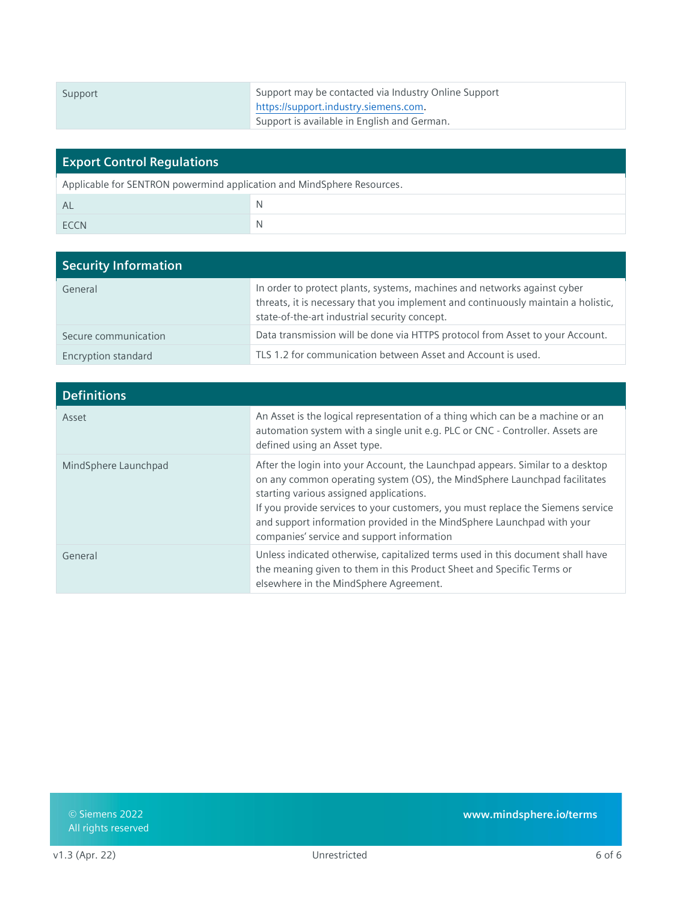| | |
|---|---|
| Support | Support may be contacted via Industry Online Support https://support.industry.siemens.com. Support is available in English and German. |

## Export Control Regulations

Applicable for SENTRON powermind application and MindSphere Resources.

| | |
|---|---|
| AL | N |
| ECCN | N |

## Security Information

| | |
|---|---|
| General | In order to protect plants, systems, machines and networks against cyber threats, it is necessary that you implement and continuously maintain a holistic, state-of-the-art industrial security concept. |
| Secure communication | Data transmission will be done via HTTPS protocol from Asset to your Account. |
| Encryption standard | TLS 1.2 for communication between Asset and Account is used. |

## Definitions

| | |
|---|---|
| Asset | An Asset is the logical representation of a thing which can be a machine or an automation system with a single unit e.g. PLC or CNC - Controller. Assets are defined using an Asset type. |
| MindSphere Launchpad | After the login into your Account, the Launchpad appears. Similar to a desktop on any common operating system (OS), the MindSphere Launchpad facilitates starting various assigned applications.<br>If you provide services to your customers, you must replace the Siemens service and support information provided in the MindSphere Launchpad with your companies' service and support information |
| General | Unless indicated otherwise, capitalized terms used in this document shall have the meaning given to them in this Product Sheet and Specific Terms or elsewhere in the MindSphere Agreement. |

© Siemens 2022
All rights reserved

www.mindsphere.io/terms

v1.3 (Apr. 22) Unrestricted